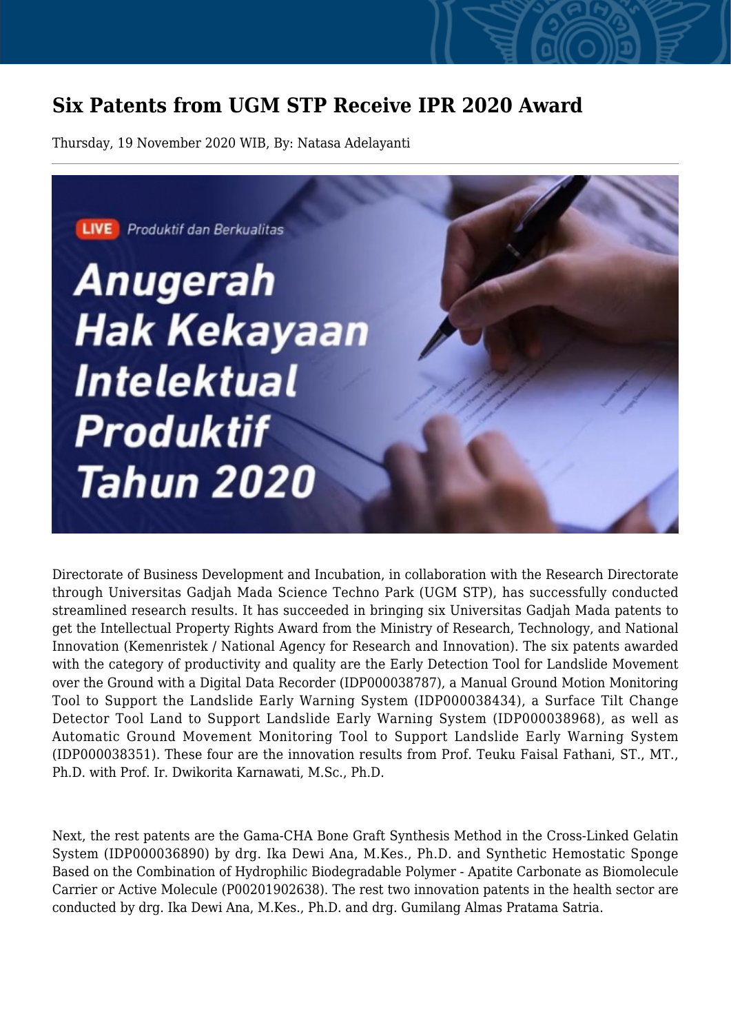# Six Patents from UGM STP Receive IPR 2020 Award

Thursday, 19 November 2020 WIB, By: Natasa Adelayanti

Directorate of Business Development and Incubation, in collaboration with the Research Directorate through Universitas Gadjah Mada Science Techno Park (UGM STP), has successfully conducted streamlined research results. It has succeeded in bringing six Universitas Gadjah Mada patents to get the Intellectual Property Rights Award from the Ministry of Research, Technology, and National Innovation (Kemenristek / National Agency for Research and Innovation). The six patents awarded with the category of productivity and quality are the Early Detection Tool for Landslide Movement over the Ground with a Digital Data Recorder (IDP000038787), a Manual Ground Motion Monitoring Tool to Support the Landslide Early Warning System (IDP000038434), a Surface Tilt Change Detector Tool Land to Support Landslide Early Warning System (IDP000038968), as well as Automatic Ground Movement Monitoring Tool to Support Landslide Early Warning System (IDP000038351). These four are the innovation results from Prof. Teuku Faisal Fathani, ST., MT., Ph.D. with Prof. Ir. Dwikorita Karnawati, M.Sc., Ph.D.

Next, the rest patents are the Gama-CHA Bone Graft Synthesis Method in the Cross-Linked Gelatin System (IDP000036890) by drg. Ika Dewi Ana, M.Kes., Ph.D. and Synthetic Hemostatic Sponge Based on the Combination of Hydrophilic Biodegradable Polymer - Apatite Carbonate as Biomolecule Carrier or Active Molecule (P00201902638). The rest two innovation patents in the health sector are conducted by drg. Ika Dewi Ana, M.Kes., Ph.D. and drg. Gumilang Almas Pratama Satria.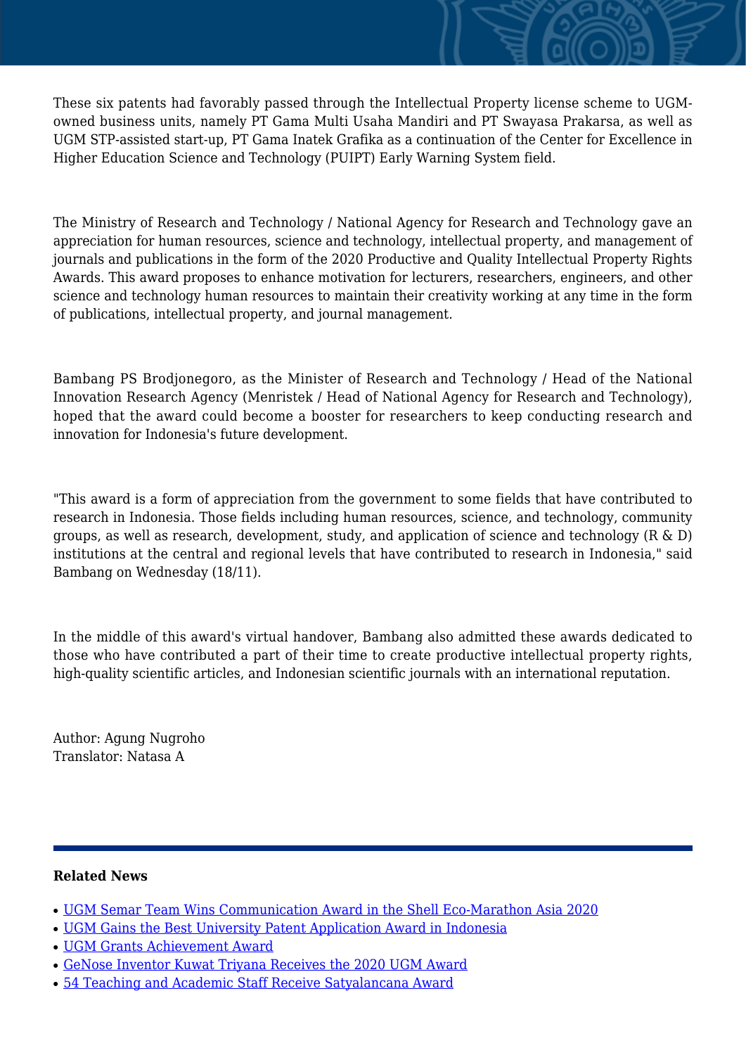These six patents had favorably passed through the Intellectual Property license scheme to UGM-owned business units, namely PT Gama Multi Usaha Mandiri and PT Swayasa Prakarsa, as well as UGM STP-assisted start-up, PT Gama Inatek Grafika as a continuation of the Center for Excellence in Higher Education Science and Technology (PUIPT) Early Warning System field.

The Ministry of Research and Technology / National Agency for Research and Technology gave an appreciation for human resources, science and technology, intellectual property, and management of journals and publications in the form of the 2020 Productive and Quality Intellectual Property Rights Awards. This award proposes to enhance motivation for lecturers, researchers, engineers, and other science and technology human resources to maintain their creativity working at any time in the form of publications, intellectual property, and journal management.

Bambang PS Brodjonegoro, as the Minister of Research and Technology / Head of the National Innovation Research Agency (Menristek / Head of National Agency for Research and Technology), hoped that the award could become a booster for researchers to keep conducting research and innovation for Indonesia's future development.

"This award is a form of appreciation from the government to some fields that have contributed to research in Indonesia. Those fields including human resources, science, and technology, community groups, as well as research, development, study, and application of science and technology (R & D) institutions at the central and regional levels that have contributed to research in Indonesia," said Bambang on Wednesday (18/11).

In the middle of this award's virtual handover, Bambang also admitted these awards dedicated to those who have contributed a part of their time to create productive intellectual property rights, high-quality scientific articles, and Indonesian scientific journals with an international reputation.

Author: Agung Nugroho
Translator: Natasa A

---

**Related News**

- UGM Semar Team Wins Communication Award in the Shell Eco-Marathon Asia 2020
- UGM Gains the Best University Patent Application Award in Indonesia
- UGM Grants Achievement Award
- GeNose Inventor Kuwat Triyana Receives the 2020 UGM Award
- 54 Teaching and Academic Staff Receive Satyalancana Award